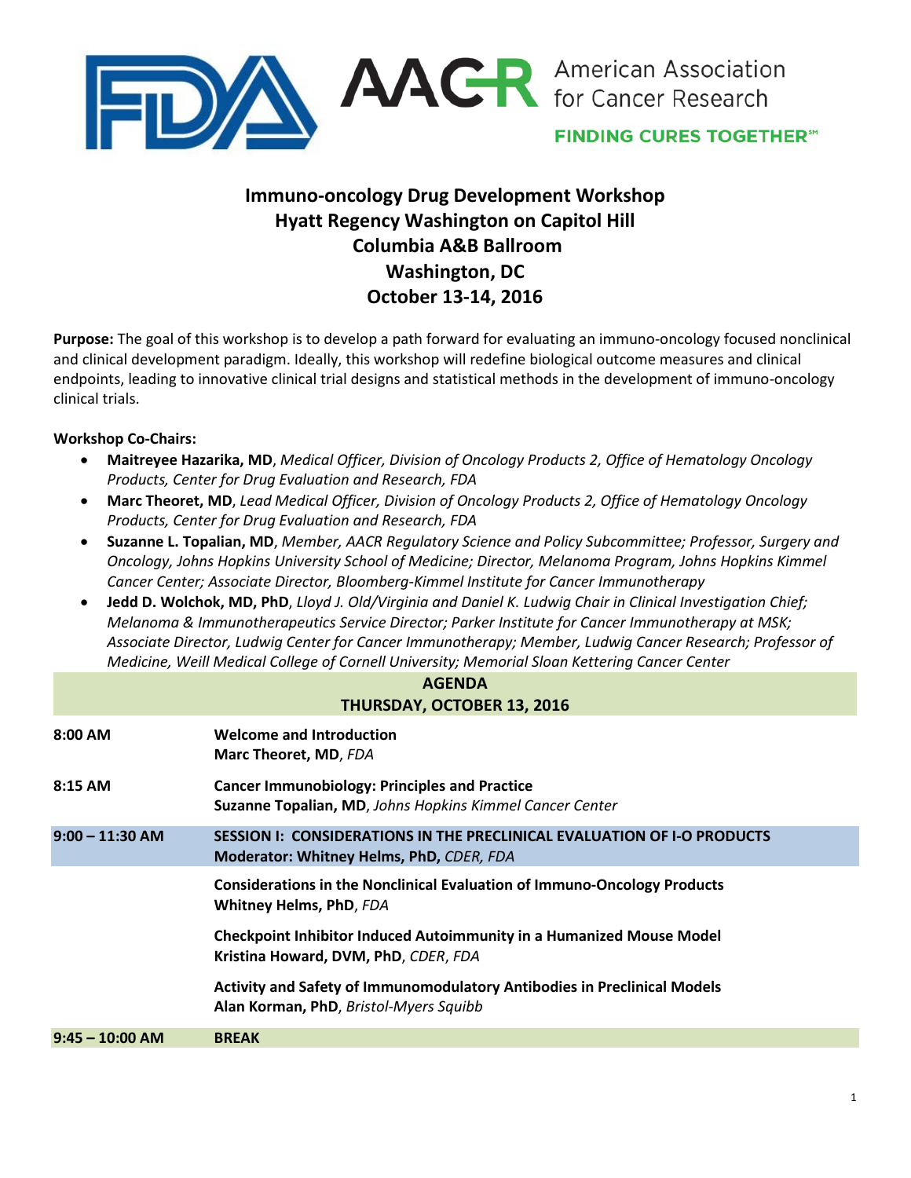American Association for Cancer Research

FINDING CURES TOGETHER℠

# Immuno-oncology Drug Development Workshop
## Hyatt Regency Washington on Capitol Hill
## Columbia A&B Ballroom
## Washington, DC
## October 13-14, 2016

**Purpose:** The goal of this workshop is to develop a path forward for evaluating an immuno-oncology focused nonclinical and clinical development paradigm. Ideally, this workshop will redefine biological outcome measures and clinical endpoints, leading to innovative clinical trial designs and statistical methods in the development of immuno-oncology clinical trials.

**Workshop Co-Chairs:**

- **Maitreyee Hazarika, MD**, *Medical Officer, Division of Oncology Products 2, Office of Hematology Oncology Products, Center for Drug Evaluation and Research, FDA*
- **Marc Theoret, MD**, *Lead Medical Officer, Division of Oncology Products 2, Office of Hematology Oncology Products, Center for Drug Evaluation and Research, FDA*
- **Suzanne L. Topalian, MD**, *Member, AACR Regulatory Science and Policy Subcommittee; Professor, Surgery and Oncology, Johns Hopkins University School of Medicine; Director, Melanoma Program, Johns Hopkins Kimmel Cancer Center; Associate Director, Bloomberg-Kimmel Institute for Cancer Immunotherapy*
- **Jedd D. Wolchok, MD, PhD**, *Lloyd J. Old/Virginia and Daniel K. Ludwig Chair in Clinical Investigation Chief; Melanoma & Immunotherapeutics Service Director; Parker Institute for Cancer Immunotherapy at MSK; Associate Director, Ludwig Center for Cancer Immunotherapy; Member, Ludwig Cancer Research; Professor of Medicine, Weill Medical College of Cornell University; Memorial Sloan Kettering Cancer Center*

## AGENDA
## THURSDAY, OCTOBER 13, 2016

| | |
|---|---|
| **8:00 AM** | **Welcome and Introduction**<br>**Marc Theoret, MD**, *FDA* |
| **8:15 AM** | **Cancer Immunobiology: Principles and Practice**<br>**Suzanne Topalian, MD**, *Johns Hopkins Kimmel Cancer Center* |
| **9:00 – 11:30 AM** | **SESSION I: CONSIDERATIONS IN THE PRECLINICAL EVALUATION OF I-O PRODUCTS**<br>**Moderator: Whitney Helms, PhD**, *CDER, FDA* |
| | **Considerations in the Nonclinical Evaluation of Immuno-Oncology Products**<br>**Whitney Helms, PhD**, *FDA* |
| | **Checkpoint Inhibitor Induced Autoimmunity in a Humanized Mouse Model**<br>**Kristina Howard, DVM, PhD**, *CDER, FDA* |
| | **Activity and Safety of Immunomodulatory Antibodies in Preclinical Models**<br>**Alan Korman, PhD**, *Bristol-Myers Squibb* |
| **9:45 – 10:00 AM** | **BREAK** |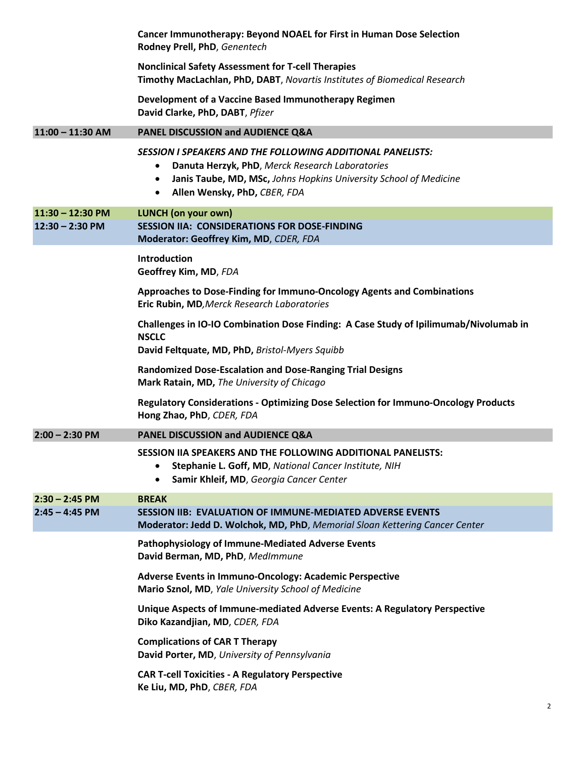**Cancer Immunotherapy: Beyond NOAEL for First in Human Dose Selection**
**Rodney Prell, PhD**, *Genentech*

**Nonclinical Safety Assessment for T-cell Therapies**
**Timothy MacLachlan, PhD, DABT**, *Novartis Institutes of Biomedical Research*

**Development of a Vaccine Based Immunotherapy Regimen**
**David Clarke, PhD, DABT**, *Pfizer*

| | |
|---|---|
| **11:00 – 11:30 AM** | **PANEL DISCUSSION and AUDIENCE Q&A** |

***SESSION I SPEAKERS AND THE FOLLOWING ADDITIONAL PANELISTS:***

- **Danuta Herzyk, PhD**, *Merck Research Laboratories*
- **Janis Taube, MD, MSc,** *Johns Hopkins University School of Medicine*
- **Allen Wensky, PhD,** *CBER, FDA*

| | |
|---|---|
| **11:30 – 12:30 PM** | **LUNCH (on your own)** |
| **12:30 – 2:30 PM** | **SESSION IIA: CONSIDERATIONS FOR DOSE-FINDING** <br> **Moderator: Geoffrey Kim, MD**, *CDER, FDA* |

**Introduction**
**Geoffrey Kim, MD**, *FDA*

**Approaches to Dose-Finding for Immuno-Oncology Agents and Combinations**
**Eric Rubin, MD**,*Merck Research Laboratories*

**Challenges in IO-IO Combination Dose Finding: A Case Study of Ipilimumab/Nivolumab in NSCLC**
**David Feltquate, MD, PhD,** *Bristol-Myers Squibb*

**Randomized Dose-Escalation and Dose-Ranging Trial Designs**
**Mark Ratain, MD,** *The University of Chicago*

**Regulatory Considerations - Optimizing Dose Selection for Immuno-Oncology Products**
**Hong Zhao, PhD**, *CDER, FDA*

| | |
|---|---|
| **2:00 – 2:30 PM** | **PANEL DISCUSSION and AUDIENCE Q&A** |

**SESSION IIA SPEAKERS AND THE FOLLOWING ADDITIONAL PANELISTS:**

- **Stephanie L. Goff, MD**, *National Cancer Institute, NIH*
- **Samir Khleif, MD**, *Georgia Cancer Center*

| | |
|---|---|
| **2:30 – 2:45 PM** | **BREAK** |
| **2:45 – 4:45 PM** | **SESSION IIB: EVALUATION OF IMMUNE-MEDIATED ADVERSE EVENTS** <br> **Moderator: Jedd D. Wolchok, MD, PhD**, *Memorial Sloan Kettering Cancer Center* |

**Pathophysiology of Immune-Mediated Adverse Events**
**David Berman, MD, PhD**, *MedImmune*

**Adverse Events in Immuno-Oncology: Academic Perspective**
**Mario Sznol, MD**, *Yale University School of Medicine*

**Unique Aspects of Immune-mediated Adverse Events: A Regulatory Perspective**
**Diko Kazandjian, MD**, *CDER, FDA*

**Complications of CAR T Therapy**
**David Porter, MD**, *University of Pennsylvania*

**CAR T-cell Toxicities - A Regulatory Perspective**
**Ke Liu, MD, PhD**, *CBER, FDA*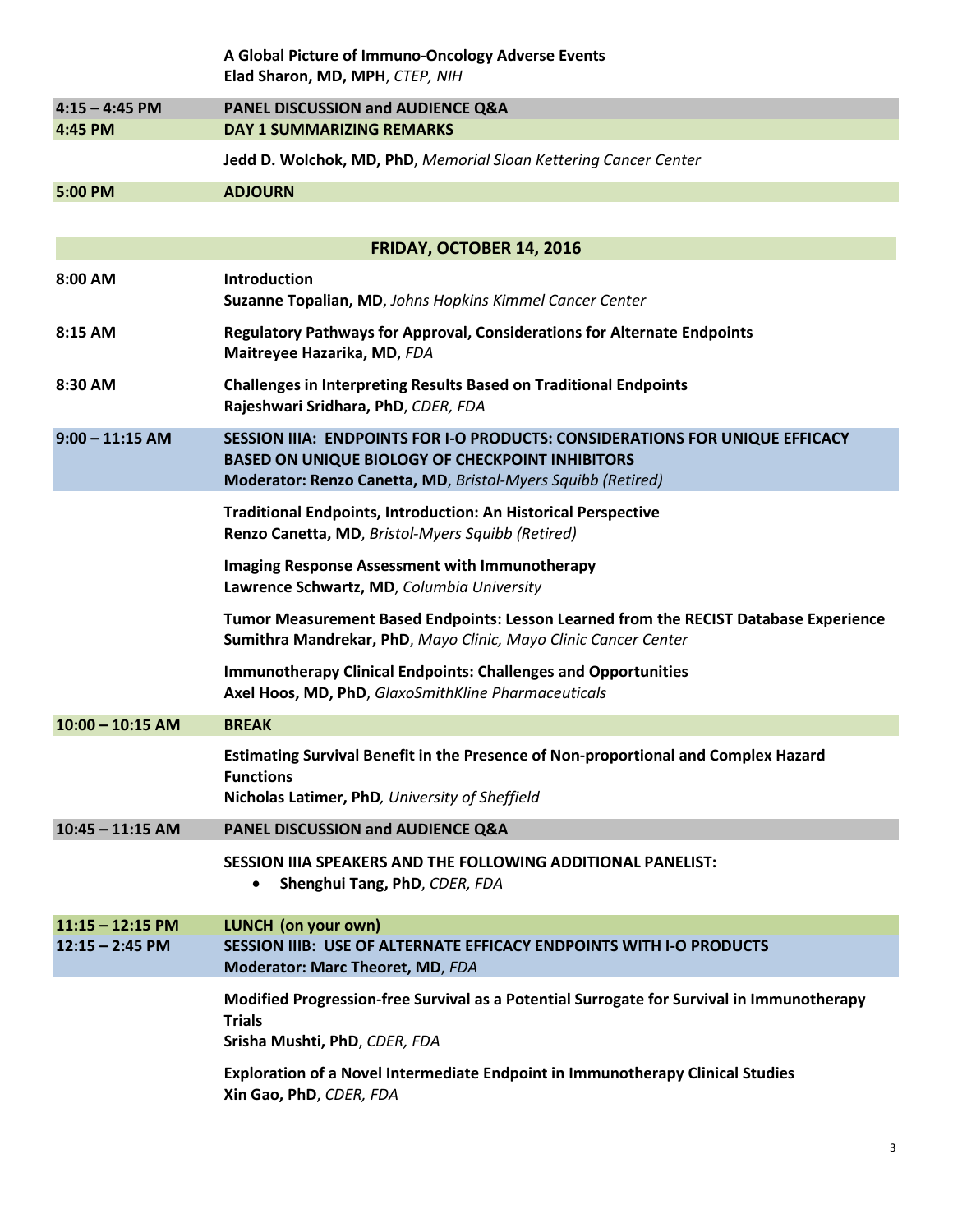**A Global Picture of Immuno-Oncology Adverse Events**
**Elad Sharon, MD, MPH**, *CTEP, NIH*

| | |
|---|---|
| **4:15 – 4:45 PM** | **PANEL DISCUSSION and AUDIENCE Q&A** |
| **4:45 PM** | **DAY 1 SUMMARIZING REMARKS** |
| | **Jedd D. Wolchok, MD, PhD**, *Memorial Sloan Kettering Cancer Center* |
| **5:00 PM** | **ADJOURN** |

## FRIDAY, OCTOBER 14, 2016

| | |
|---|---|
| **8:00 AM** | **Introduction**<br>**Suzanne Topalian, MD**, *Johns Hopkins Kimmel Cancer Center* |
| **8:15 AM** | **Regulatory Pathways for Approval, Considerations for Alternate Endpoints**<br>**Maitreyee Hazarika, MD**, *FDA* |
| **8:30 AM** | **Challenges in Interpreting Results Based on Traditional Endpoints**<br>**Rajeshwari Sridhara, PhD**, *CDER, FDA* |
| **9:00 – 11:15 AM** | **SESSION IIIA: ENDPOINTS FOR I-O PRODUCTS: CONSIDERATIONS FOR UNIQUE EFFICACY BASED ON UNIQUE BIOLOGY OF CHECKPOINT INHIBITORS**<br>**Moderator: Renzo Canetta, MD**, *Bristol-Myers Squibb (Retired)* |
| | **Traditional Endpoints, Introduction: An Historical Perspective**<br>**Renzo Canetta, MD**, *Bristol-Myers Squibb (Retired)* |
| | **Imaging Response Assessment with Immunotherapy**<br>**Lawrence Schwartz, MD**, *Columbia University* |
| | **Tumor Measurement Based Endpoints: Lesson Learned from the RECIST Database Experience**<br>**Sumithra Mandrekar, PhD**, *Mayo Clinic, Mayo Clinic Cancer Center* |
| | **Immunotherapy Clinical Endpoints: Challenges and Opportunities**<br>**Axel Hoos, MD, PhD**, *GlaxoSmithKline Pharmaceuticals* |
| **10:00 – 10:15 AM** | **BREAK** |
| | **Estimating Survival Benefit in the Presence of Non-proportional and Complex Hazard Functions**<br>**Nicholas Latimer, PhD**, *University of Sheffield* |
| **10:45 – 11:15 AM** | **PANEL DISCUSSION and AUDIENCE Q&A** |
| | **SESSION IIIA SPEAKERS AND THE FOLLOWING ADDITIONAL PANELIST:**<br>• **Shenghui Tang, PhD**, *CDER, FDA* |
| **11:15 – 12:15 PM** | **LUNCH (on your own)** |
| **12:15 – 2:45 PM** | **SESSION IIIB: USE OF ALTERNATE EFFICACY ENDPOINTS WITH I-O PRODUCTS**<br>**Moderator: Marc Theoret, MD**, *FDA* |
| | **Modified Progression-free Survival as a Potential Surrogate for Survival in Immunotherapy Trials**<br>**Srisha Mushti, PhD**, *CDER, FDA* |
| | **Exploration of a Novel Intermediate Endpoint in Immunotherapy Clinical Studies**<br>**Xin Gao, PhD**, *CDER, FDA* |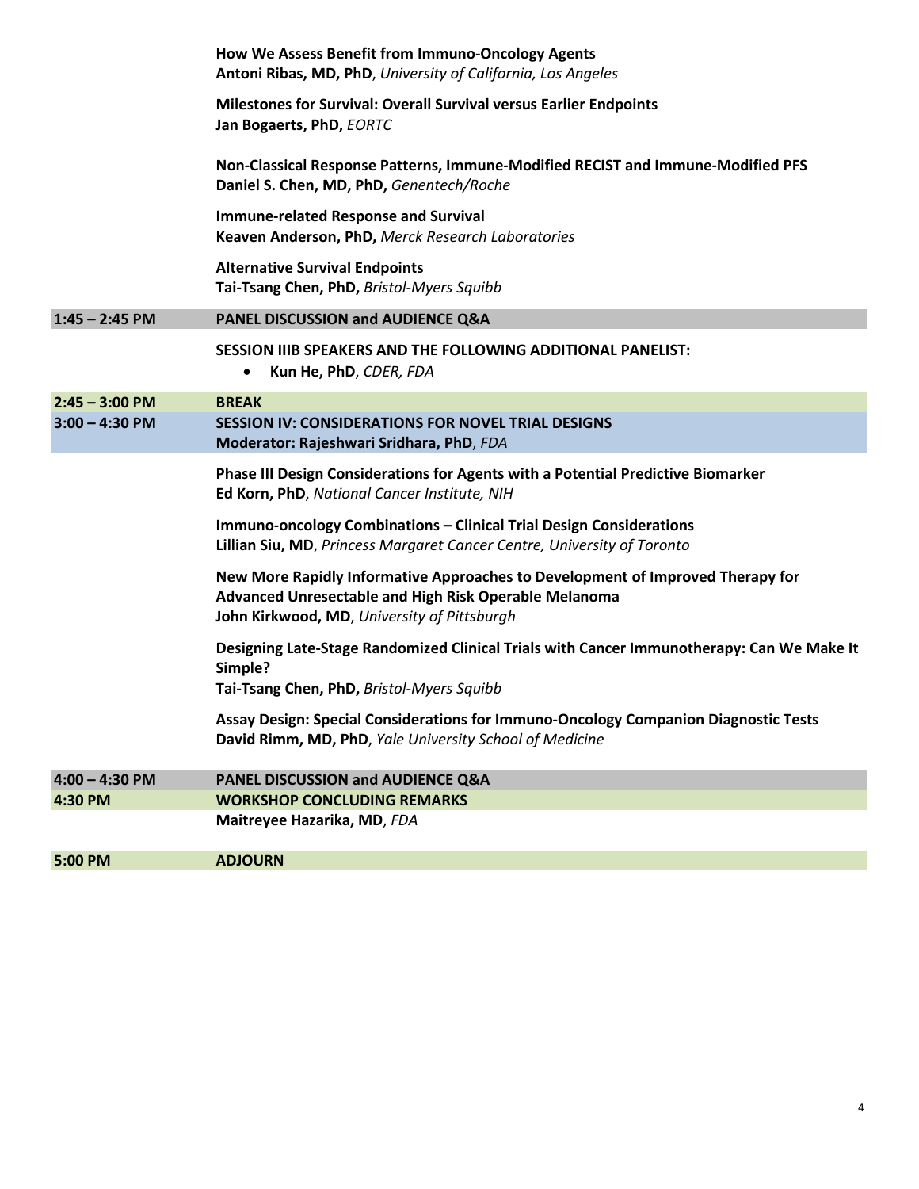| | |
|---|---|
| | **How We Assess Benefit from Immuno-Oncology Agents**<br>**Antoni Ribas, MD, PhD**, *University of California, Los Angeles* |
| | **Milestones for Survival: Overall Survival versus Earlier Endpoints**<br>**Jan Bogaerts, PhD,** *EORTC* |
| | **Non-Classical Response Patterns, Immune-Modified RECIST and Immune-Modified PFS**<br>**Daniel S. Chen, MD, PhD,** *Genentech/Roche* |
| | **Immune-related Response and Survival**<br>**Keaven Anderson, PhD,** *Merck Research Laboratories* |
| | **Alternative Survival Endpoints**<br>**Tai-Tsang Chen, PhD,** *Bristol-Myers Squibb* |
| **1:45 – 2:45 PM** | **PANEL DISCUSSION and AUDIENCE Q&A** |
| | **SESSION IIIB SPEAKERS AND THE FOLLOWING ADDITIONAL PANELIST:**<br>• **Kun He, PhD**, *CDER, FDA* |
| **2:45 – 3:00 PM** | **BREAK** |
| **3:00 – 4:30 PM** | **SESSION IV: CONSIDERATIONS FOR NOVEL TRIAL DESIGNS**<br>**Moderator: Rajeshwari Sridhara, PhD**, *FDA* |
| | **Phase III Design Considerations for Agents with a Potential Predictive Biomarker**<br>**Ed Korn, PhD**, *National Cancer Institute, NIH* |
| | **Immuno-oncology Combinations – Clinical Trial Design Considerations**<br>**Lillian Siu, MD**, *Princess Margaret Cancer Centre, University of Toronto* |
| | **New More Rapidly Informative Approaches to Development of Improved Therapy for Advanced Unresectable and High Risk Operable Melanoma**<br>**John Kirkwood, MD**, *University of Pittsburgh* |
| | **Designing Late-Stage Randomized Clinical Trials with Cancer Immunotherapy: Can We Make It Simple?**<br>**Tai-Tsang Chen, PhD,** *Bristol-Myers Squibb* |
| | **Assay Design: Special Considerations for Immuno-Oncology Companion Diagnostic Tests**<br>**David Rimm, MD, PhD**, *Yale University School of Medicine* |
| **4:00 – 4:30 PM** | **PANEL DISCUSSION and AUDIENCE Q&A** |
| **4:30 PM** | **WORKSHOP CONCLUDING REMARKS**<br>**Maitreyee Hazarika, MD**, *FDA* |
| **5:00 PM** | **ADJOURN** |